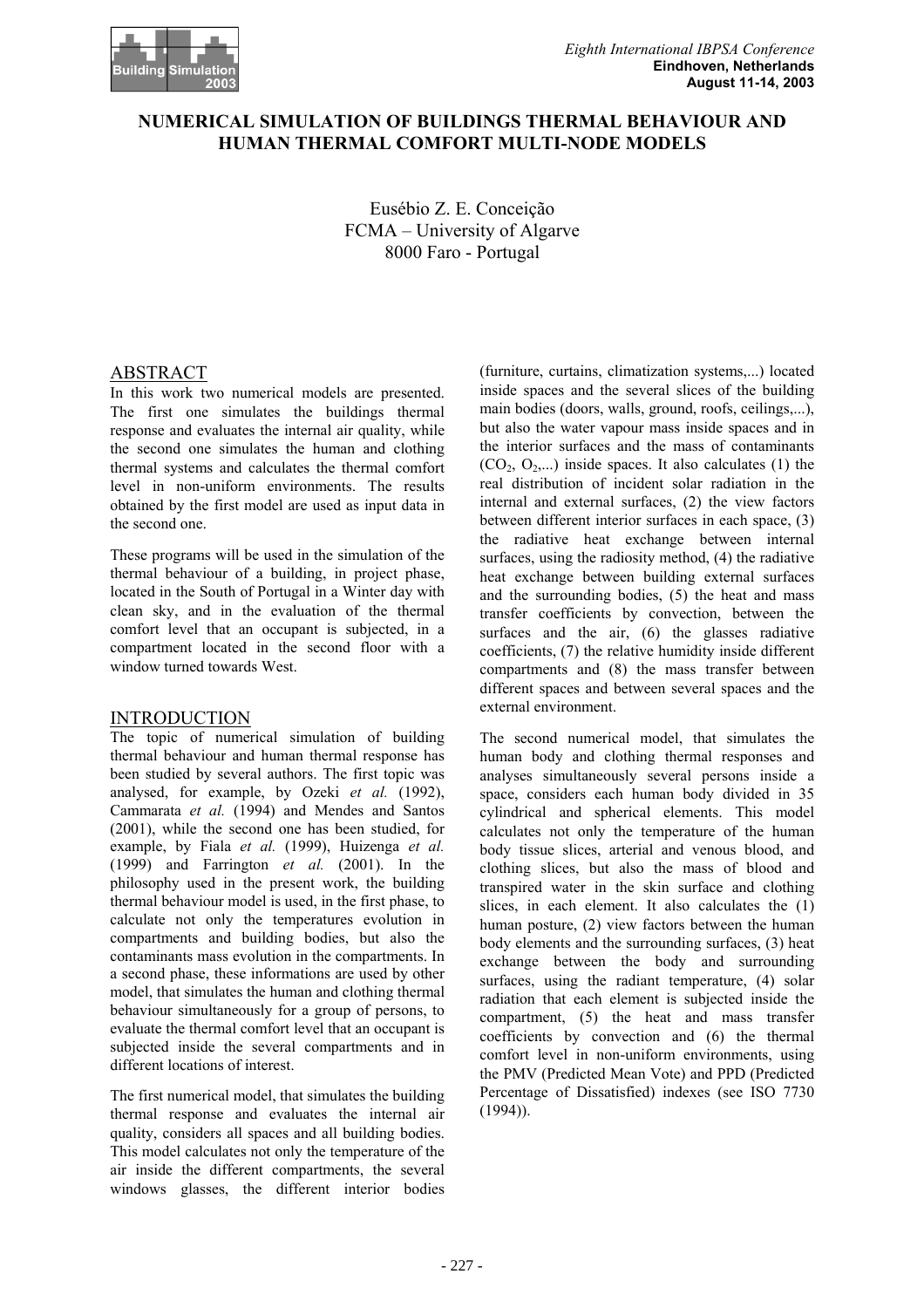# NUMERICAL SIMULATION OF BUILDINGS THERMAL BEHAVIOUR AND HUMAN THERMAL COMFORT MULTI-NODE MODELS

Eusébio Z. E. Conceição
FCMA – University of Algarve
8000 Faro - Portugal

## ABSTRACT

In this work two numerical models are presented. The first one simulates the buildings thermal response and evaluates the internal air quality, while the second one simulates the human and clothing thermal systems and calculates the thermal comfort level in non-uniform environments. The results obtained by the first model are used as input data in the second one.

These programs will be used in the simulation of the thermal behaviour of a building, in project phase, located in the South of Portugal in a Winter day with clean sky, and in the evaluation of the thermal comfort level that an occupant is subjected, in a compartment located in the second floor with a window turned towards West.

## INTRODUCTION

The topic of numerical simulation of building thermal behaviour and human thermal response has been studied by several authors. The first topic was analysed, for example, by Ozeki *et al.* (1992), Cammarata *et al.* (1994) and Mendes and Santos (2001), while the second one has been studied, for example, by Fiala *et al.* (1999), Huizenga *et al.* (1999) and Farrington *et al.* (2001). In the philosophy used in the present work, the building thermal behaviour model is used, in the first phase, to calculate not only the temperatures evolution in compartments and building bodies, but also the contaminants mass evolution in the compartments. In a second phase, these informations are used by other model, that simulates the human and clothing thermal behaviour simultaneously for a group of persons, to evaluate the thermal comfort level that an occupant is subjected inside the several compartments and in different locations of interest.

The first numerical model, that simulates the building thermal response and evaluates the internal air quality, considers all spaces and all building bodies. This model calculates not only the temperature of the air inside the different compartments, the several windows glasses, the different interior bodies (furniture, curtains, climatization systems,...) located inside spaces and the several slices of the building main bodies (doors, walls, ground, roofs, ceilings,...), but also the water vapour mass inside spaces and in the interior surfaces and the mass of contaminants ($CO_2$, $O_2$,...) inside spaces. It also calculates (1) the real distribution of incident solar radiation in the internal and external surfaces, (2) the view factors between different interior surfaces in each space, (3) the radiative heat exchange between internal surfaces, using the radiosity method, (4) the radiative heat exchange between building external surfaces and the surrounding bodies, (5) the heat and mass transfer coefficients by convection, between the surfaces and the air, (6) the glasses radiative coefficients, (7) the relative humidity inside different compartments and (8) the mass transfer between different spaces and between several spaces and the external environment.

The second numerical model, that simulates the human body and clothing thermal responses and analyses simultaneously several persons inside a space, considers each human body divided in 35 cylindrical and spherical elements. This model calculates not only the temperature of the human body tissue slices, arterial and venous blood, and clothing slices, but also the mass of blood and transpired water in the skin surface and clothing slices, in each element. It also calculates the (1) human posture, (2) view factors between the human body elements and the surrounding surfaces, (3) heat exchange between the body and surrounding surfaces, using the radiant temperature, (4) solar radiation that each element is subjected inside the compartment, (5) the heat and mass transfer coefficients by convection and (6) the thermal comfort level in non-uniform environments, using the PMV (Predicted Mean Vote) and PPD (Predicted Percentage of Dissatisfied) indexes (see ISO 7730 (1994)).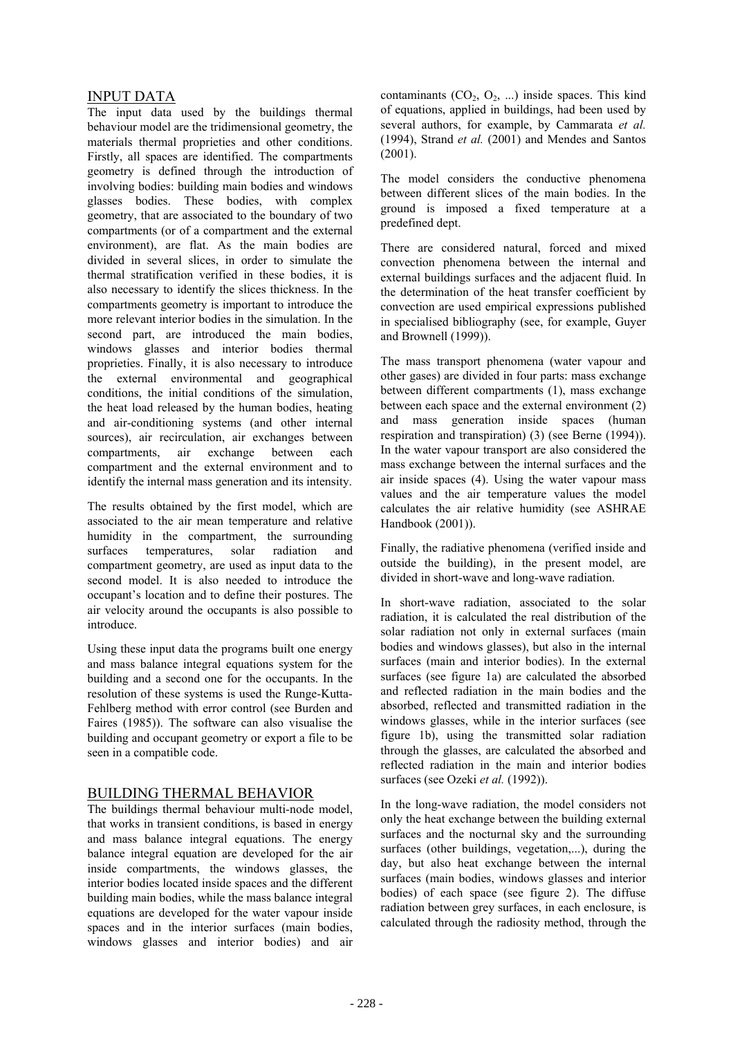## INPUT DATA

The input data used by the buildings thermal behaviour model are the tridimensional geometry, the materials thermal proprieties and other conditions. Firstly, all spaces are identified. The compartments geometry is defined through the introduction of involving bodies: building main bodies and windows glasses bodies. These bodies, with complex geometry, that are associated to the boundary of two compartments (or of a compartment and the external environment), are flat. As the main bodies are divided in several slices, in order to simulate the thermal stratification verified in these bodies, it is also necessary to identify the slices thickness. In the compartments geometry is important to introduce the more relevant interior bodies in the simulation. In the second part, are introduced the main bodies, windows glasses and interior bodies thermal proprieties. Finally, it is also necessary to introduce the external environmental and geographical conditions, the initial conditions of the simulation, the heat load released by the human bodies, heating and air-conditioning systems (and other internal sources), air recirculation, air exchanges between compartments, air exchange between each compartment and the external environment and to identify the internal mass generation and its intensity.

The results obtained by the first model, which are associated to the air mean temperature and relative humidity in the compartment, the surrounding surfaces temperatures, solar radiation and compartment geometry, are used as input data to the second model. It is also needed to introduce the occupant's location and to define their postures. The air velocity around the occupants is also possible to introduce.

Using these input data the programs built one energy and mass balance integral equations system for the building and a second one for the occupants. In the resolution of these systems is used the Runge-Kutta-Fehlberg method with error control (see Burden and Faires (1985)). The software can also visualise the building and occupant geometry or export a file to be seen in a compatible code.

## BUILDING THERMAL BEHAVIOR

The buildings thermal behaviour multi-node model, that works in transient conditions, is based in energy and mass balance integral equations. The energy balance integral equation are developed for the air inside compartments, the windows glasses, the interior bodies located inside spaces and the different building main bodies, while the mass balance integral equations are developed for the water vapour inside spaces and in the interior surfaces (main bodies, windows glasses and interior bodies) and air contaminants ($CO_2$, $O_2$, ...) inside spaces. This kind of equations, applied in buildings, had been used by several authors, for example, by Cammarata *et al.* (1994), Strand *et al.* (2001) and Mendes and Santos (2001).

The model considers the conductive phenomena between different slices of the main bodies. In the ground is imposed a fixed temperature at a predefined dept.

There are considered natural, forced and mixed convection phenomena between the internal and external buildings surfaces and the adjacent fluid. In the determination of the heat transfer coefficient by convection are used empirical expressions published in specialised bibliography (see, for example, Guyer and Brownell (1999)).

The mass transport phenomena (water vapour and other gases) are divided in four parts: mass exchange between different compartments (1), mass exchange between each space and the external environment (2) and mass generation inside spaces (human respiration and transpiration) (3) (see Berne (1994)). In the water vapour transport are also considered the mass exchange between the internal surfaces and the air inside spaces (4). Using the water vapour mass values and the air temperature values the model calculates the air relative humidity (see ASHRAE Handbook (2001)).

Finally, the radiative phenomena (verified inside and outside the building), in the present model, are divided in short-wave and long-wave radiation.

In short-wave radiation, associated to the solar radiation, it is calculated the real distribution of the solar radiation not only in external surfaces (main bodies and windows glasses), but also in the internal surfaces (main and interior bodies). In the external surfaces (see figure 1a) are calculated the absorbed and reflected radiation in the main bodies and the absorbed, reflected and transmitted radiation in the windows glasses, while in the interior surfaces (see figure 1b), using the transmitted solar radiation through the glasses, are calculated the absorbed and reflected radiation in the main and interior bodies surfaces (see Ozeki *et al.* (1992)).

In the long-wave radiation, the model considers not only the heat exchange between the building external surfaces and the nocturnal sky and the surrounding surfaces (other buildings, vegetation,...), during the day, but also heat exchange between the internal surfaces (main bodies, windows glasses and interior bodies) of each space (see figure 2). The diffuse radiation between grey surfaces, in each enclosure, is calculated through the radiosity method, through the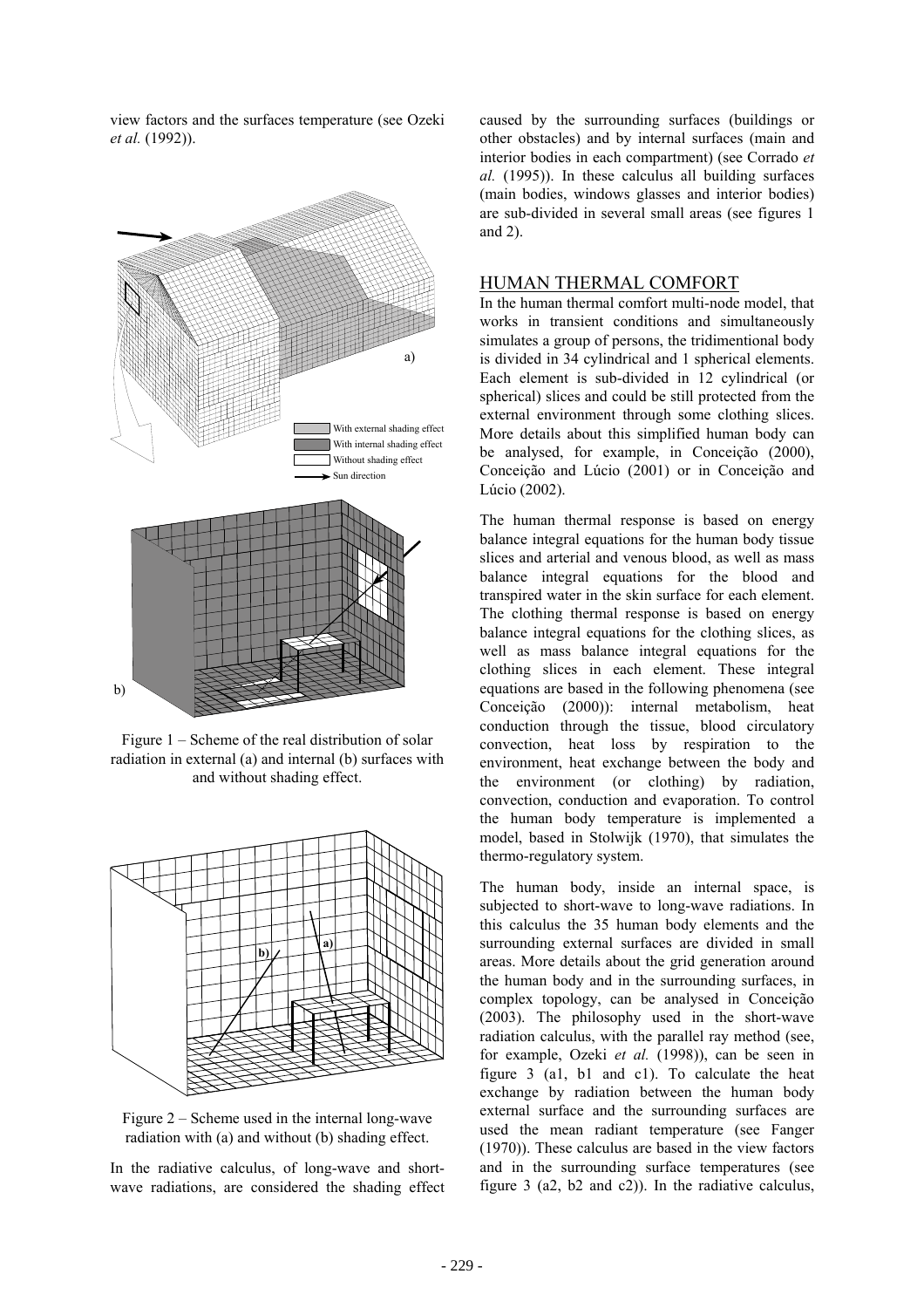view factors and the surfaces temperature (see Ozeki *et al.* (1992)).

Figure 1 – Scheme of the real distribution of solar radiation in external (a) and internal (b) surfaces with and without shading effect.

Figure 2 – Scheme used in the internal long-wave radiation with (a) and without (b) shading effect.

In the radiative calculus, of long-wave and short-wave radiations, are considered the shading effect caused by the surrounding surfaces (buildings or other obstacles) and by internal surfaces (main and interior bodies in each compartment) (see Corrado *et al.* (1995)). In these calculus all building surfaces (main bodies, windows glasses and interior bodies) are sub-divided in several small areas (see figures 1 and 2).

## HUMAN THERMAL COMFORT

In the human thermal comfort multi-node model, that works in transient conditions and simultaneously simulates a group of persons, the tridimentional body is divided in 34 cylindrical and 1 spherical elements. Each element is sub-divided in 12 cylindrical (or spherical) slices and could be still protected from the external environment through some clothing slices. More details about this simplified human body can be analysed, for example, in Conceição (2000), Conceição and Lúcio (2001) or in Conceição and Lúcio (2002).

The human thermal response is based on energy balance integral equations for the human body tissue slices and arterial and venous blood, as well as mass balance integral equations for the blood and transpired water in the skin surface for each element. The clothing thermal response is based on energy balance integral equations for the clothing slices, as well as mass balance integral equations for the clothing slices in each element. These integral equations are based in the following phenomena (see Conceição (2000)): internal metabolism, heat conduction through the tissue, blood circulatory convection, heat loss by respiration to the environment, heat exchange between the body and the environment (or clothing) by radiation, convection, conduction and evaporation. To control the human body temperature is implemented a model, based in Stolwijk (1970), that simulates the thermo-regulatory system.

The human body, inside an internal space, is subjected to short-wave to long-wave radiations. In this calculus the 35 human body elements and the surrounding external surfaces are divided in small areas. More details about the grid generation around the human body and in the surrounding surfaces, in complex topology, can be analysed in Conceição (2003). The philosophy used in the short-wave radiation calculus, with the parallel ray method (see, for example, Ozeki *et al.* (1998)), can be seen in figure 3 (a1, b1 and c1). To calculate the heat exchange by radiation between the human body external surface and the surrounding surfaces are used the mean radiant temperature (see Fanger (1970)). These calculus are based in the view factors and in the surrounding surface temperatures (see figure 3 (a2, b2 and c2)). In the radiative calculus,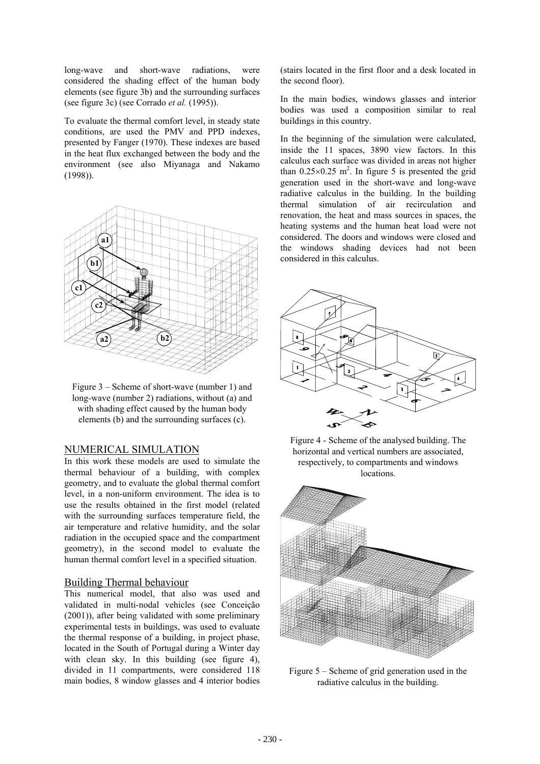long-wave and short-wave radiations, were considered the shading effect of the human body elements (see figure 3b) and the surrounding surfaces (see figure 3c) (see Corrado *et al.* (1995)).

To evaluate the thermal comfort level, in steady state conditions, are used the PMV and PPD indexes, presented by Fanger (1970). These indexes are based in the heat flux exchanged between the body and the environment (see also Miyanaga and Nakamo (1998)).

Figure 3 – Scheme of short-wave (number 1) and long-wave (number 2) radiations, without (a) and with shading effect caused by the human body elements (b) and the surrounding surfaces (c).

## NUMERICAL SIMULATION

In this work these models are used to simulate the thermal behaviour of a building, with complex geometry, and to evaluate the global thermal comfort level, in a non-uniform environment. The idea is to use the results obtained in the first model (related with the surrounding surfaces temperature field, the air temperature and relative humidity, and the solar radiation in the occupied space and the compartment geometry), in the second model to evaluate the human thermal comfort level in a specified situation.

### Building Thermal behaviour

This numerical model, that also was used and validated in multi-nodal vehicles (see Conceição (2001)), after being validated with some preliminary experimental tests in buildings, was used to evaluate the thermal response of a building, in project phase, located in the South of Portugal during a Winter day with clean sky. In this building (see figure 4), divided in 11 compartments, were considered 118 main bodies, 8 window glasses and 4 interior bodies (stairs located in the first floor and a desk located in the second floor).

In the main bodies, windows glasses and interior bodies was used a composition similar to real buildings in this country.

In the beginning of the simulation were calculated, inside the 11 spaces, 3890 view factors. In this calculus each surface was divided in areas not higher than $0.25 \times 0.25$ m$^2$. In figure 5 is presented the grid generation used in the short-wave and long-wave radiative calculus in the building. In the building thermal simulation of air recirculation and renovation, the heat and mass sources in spaces, the heating systems and the human heat load were not considered. The doors and windows were closed and the windows shading devices had not been considered in this calculus.

Figure 4 - Scheme of the analysed building. The horizontal and vertical numbers are associated, respectively, to compartments and windows locations.

Figure 5 – Scheme of grid generation used in the radiative calculus in the building.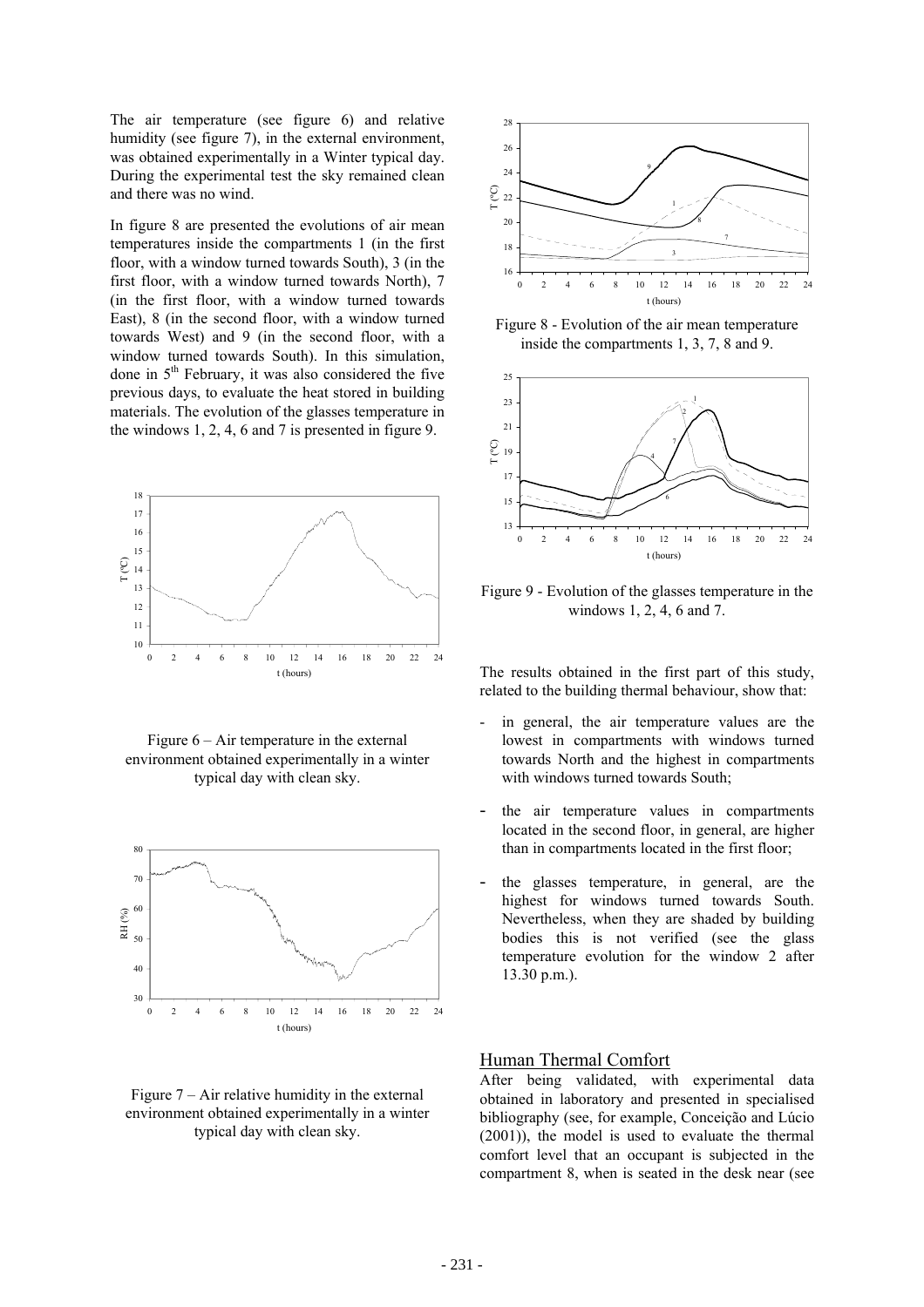The air temperature (see figure 6) and relative humidity (see figure 7), in the external environment, was obtained experimentally in a Winter typical day. During the experimental test the sky remained clean and there was no wind.

In figure 8 are presented the evolutions of air mean temperatures inside the compartments 1 (in the first floor, with a window turned towards South), 3 (in the first floor, with a window turned towards North), 7 (in the first floor, with a window turned towards East), 8 (in the second floor, with a window turned towards West) and 9 (in the second floor, with a window turned towards South). In this simulation, done in 5th February, it was also considered the five previous days, to evaluate the heat stored in building materials. The evolution of the glasses temperature in the windows 1, 2, 4, 6 and 7 is presented in figure 9.

Figure 6 – Air temperature in the external environment obtained experimentally in a winter typical day with clean sky.

Figure 7 – Air relative humidity in the external environment obtained experimentally in a winter typical day with clean sky.

Figure 8 - Evolution of the air mean temperature inside the compartments 1, 3, 7, 8 and 9.

Figure 9 - Evolution of the glasses temperature in the windows 1, 2, 4, 6 and 7.

The results obtained in the first part of this study, related to the building thermal behaviour, show that:

- in general, the air temperature values are the lowest in compartments with windows turned towards North and the highest in compartments with windows turned towards South;
- the air temperature values in compartments located in the second floor, in general, are higher than in compartments located in the first floor;
- the glasses temperature, in general, are the highest for windows turned towards South. Nevertheless, when they are shaded by building bodies this is not verified (see the glass temperature evolution for the window 2 after 13.30 p.m.).

## Human Thermal Comfort

After being validated, with experimental data obtained in laboratory and presented in specialised bibliography (see, for example, Conceição and Lúcio (2001)), the model is used to evaluate the thermal comfort level that an occupant is subjected in the compartment 8, when is seated in the desk near (see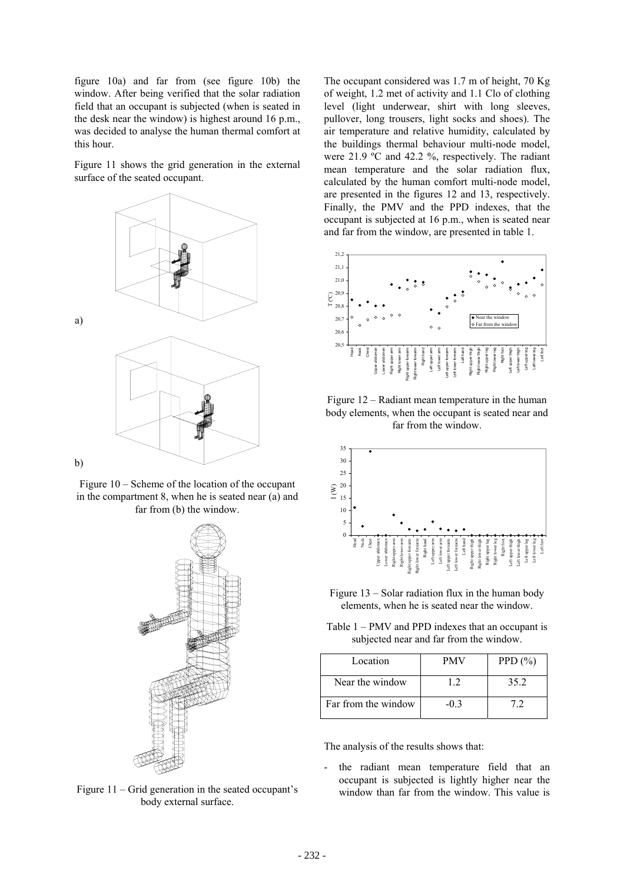figure 10a) and far from (see figure 10b) the window. After being verified that the solar radiation field that an occupant is subjected (when is seated in the desk near the window) is highest around 16 p.m., was decided to analyse the human thermal comfort at this hour.

Figure 11 shows the grid generation in the external surface of the seated occupant.

a)

b)

Figure 10 – Scheme of the location of the occupant in the compartment 8, when he is seated near (a) and far from (b) the window.

Figure 11 – Grid generation in the seated occupant's body external surface.

The occupant considered was 1.7 m of height, 70 Kg of weight, 1.2 met of activity and 1.1 Clo of clothing level (light underwear, shirt with long sleeves, pullover, long trousers, light socks and shoes). The air temperature and relative humidity, calculated by the buildings thermal behaviour multi-node model, were 21.9 ºC and 42.2 %, respectively. The radiant mean temperature and the solar radiation flux, calculated by the human comfort multi-node model, are presented in the figures 12 and 13, respectively. Finally, the PMV and the PPD indexes, that the occupant is subjected at 16 p.m., when is seated near and far from the window, are presented in table 1.

Figure 12 – Radiant mean temperature in the human body elements, when the occupant is seated near and far from the window.

Figure 13 – Solar radiation flux in the human body elements, when he is seated near the window.

Table 1 – PMV and PPD indexes that an occupant is subjected near and far from the window.

| Location | PMV | PPD (%) |
|---|---|---|
| Near the window | 1.2 | 35.2 |
| Far from the window | -0.3 | 7.2 |

The analysis of the results shows that:

- the radiant mean temperature field that an occupant is subjected is lightly higher near the window than far from the window. This value is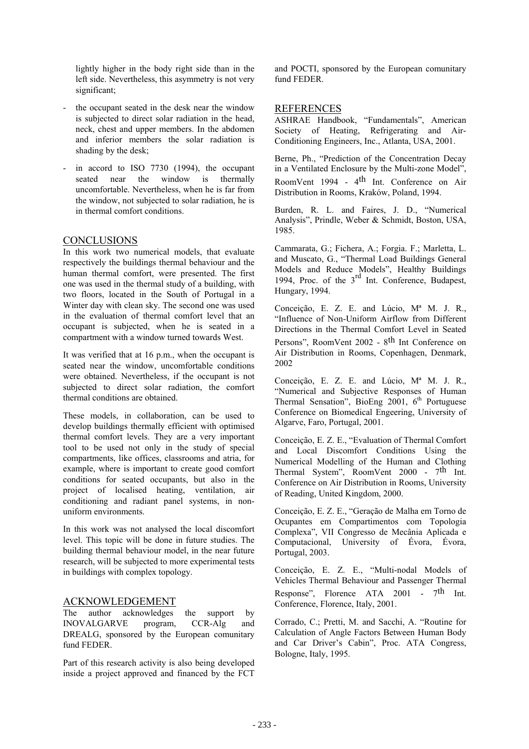lightly higher in the body right side than in the left side. Nevertheless, this asymmetry is not very significant;

- the occupant seated in the desk near the window is subjected to direct solar radiation in the head, neck, chest and upper members. In the abdomen and inferior members the solar radiation is shading by the desk;
- in accord to ISO 7730 (1994), the occupant seated near the window is thermally uncomfortable. Nevertheless, when he is far from the window, not subjected to solar radiation, he is in thermal comfort conditions.

## CONCLUSIONS

In this work two numerical models, that evaluate respectively the buildings thermal behaviour and the human thermal comfort, were presented. The first one was used in the thermal study of a building, with two floors, located in the South of Portugal in a Winter day with clean sky. The second one was used in the evaluation of thermal comfort level that an occupant is subjected, when he is seated in a compartment with a window turned towards West.

It was verified that at 16 p.m., when the occupant is seated near the window, uncomfortable conditions were obtained. Nevertheless, if the occupant is not subjected to direct solar radiation, the comfort thermal conditions are obtained.

These models, in collaboration, can be used to develop buildings thermally efficient with optimised thermal comfort levels. They are a very important tool to be used not only in the study of special compartments, like offices, classrooms and atria, for example, where is important to create good comfort conditions for seated occupants, but also in the project of localised heating, ventilation, air conditioning and radiant panel systems, in non-uniform environments.

In this work was not analysed the local discomfort level. This topic will be done in future studies. The building thermal behaviour model, in the near future research, will be subjected to more experimental tests in buildings with complex topology.

## ACKNOWLEDGEMENT

The author acknowledges the support by INOVALGARVE program, CCR-Alg and DREALG, sponsored by the European comunitary fund FEDER.

Part of this research activity is also being developed inside a project approved and financed by the FCT and POCTI, sponsored by the European comunitary fund FEDER.

## REFERENCES

ASHRAE Handbook, "Fundamentals", American Society of Heating, Refrigerating and Air-Conditioning Engineers, Inc., Atlanta, USA, 2001.

Berne, Ph., "Prediction of the Concentration Decay in a Ventilated Enclosure by the Multi-zone Model", RoomVent 1994 - 4th Int. Conference on Air Distribution in Rooms, Kraków, Poland, 1994.

Burden, R. L. and Faires, J. D., "Numerical Analysis", Prindle, Weber & Schmidt, Boston, USA, 1985.

Cammarata, G.; Fichera, A.; Forgia. F.; Marletta, L. and Muscato, G., "Thermal Load Buildings General Models and Reduce Models", Healthy Buildings 1994, Proc. of the 3rd Int. Conference, Budapest, Hungary, 1994.

Conceição, E. Z. E. and Lúcio, Mª M. J. R., "Influence of Non-Uniform Airflow from Different Directions in the Thermal Comfort Level in Seated Persons", RoomVent 2002 - 8th Int Conference on Air Distribution in Rooms, Copenhagen, Denmark, 2002

Conceição, E. Z. E. and Lúcio, Mª M. J. R., "Numerical and Subjective Responses of Human Thermal Sensation", BioEng 2001, 6th Portuguese Conference on Biomedical Engeering, University of Algarve, Faro, Portugal, 2001.

Conceição, E. Z. E., "Evaluation of Thermal Comfort and Local Discomfort Conditions Using the Numerical Modelling of the Human and Clothing Thermal System", RoomVent 2000 - 7th Int. Conference on Air Distribution in Rooms, University of Reading, United Kingdom, 2000.

Conceição, E. Z. E., "Geração de Malha em Torno de Ocupantes em Compartimentos com Topologia Complexa", VII Congresso de Mecânia Aplicada e Computacional, University of Évora, Évora, Portugal, 2003.

Conceição, E. Z. E., "Multi-nodal Models of Vehicles Thermal Behaviour and Passenger Thermal Response", Florence ATA 2001 - 7th Int. Conference, Florence, Italy, 2001.

Corrado, C.; Pretti, M. and Sacchi, A. "Routine for Calculation of Angle Factors Between Human Body and Car Driver's Cabin", Proc. ATA Congress, Bologne, Italy, 1995.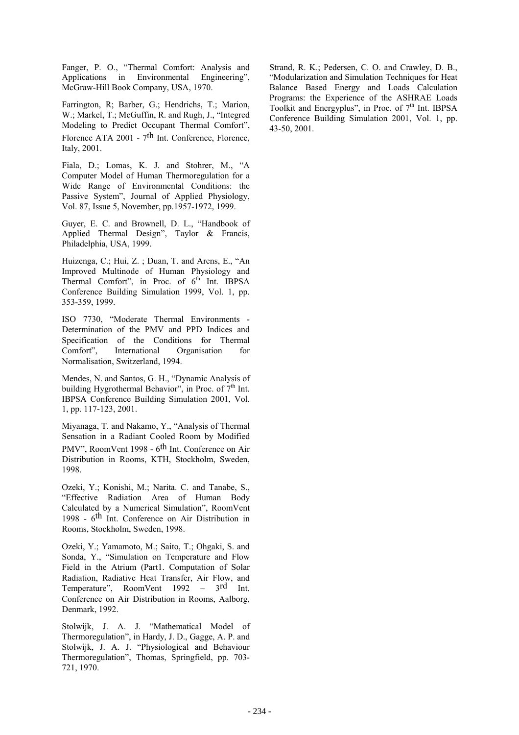Fanger, P. O., "Thermal Comfort: Analysis and Applications in Environmental Engineering", McGraw-Hill Book Company, USA, 1970.

Farrington, R; Barber, G.; Hendrichs, T.; Marion, W.; Markel, T.; McGuffin, R. and Rugh, J., "Integred Modeling to Predict Occupant Thermal Comfort", Florence ATA 2001 - 7th Int. Conference, Florence, Italy, 2001.

Fiala, D.; Lomas, K. J. and Stohrer, M., "A Computer Model of Human Thermoregulation for a Wide Range of Environmental Conditions: the Passive System", Journal of Applied Physiology, Vol. 87, Issue 5, November, pp.1957-1972, 1999.

Guyer, E. C. and Brownell, D. L., "Handbook of Applied Thermal Design", Taylor & Francis, Philadelphia, USA, 1999.

Huizenga, C.; Hui, Z. ; Duan, T. and Arens, E., "An Improved Multinode of Human Physiology and Thermal Comfort", in Proc. of 6th Int. IBPSA Conference Building Simulation 1999, Vol. 1, pp. 353-359, 1999.

ISO 7730, "Moderate Thermal Environments - Determination of the PMV and PPD Indices and Specification of the Conditions for Thermal Comfort", International Organisation for Normalisation, Switzerland, 1994.

Mendes, N. and Santos, G. H., "Dynamic Analysis of building Hygrothermal Behavior", in Proc. of 7th Int. IBPSA Conference Building Simulation 2001, Vol. 1, pp. 117-123, 2001.

Miyanaga, T. and Nakamo, Y., "Analysis of Thermal Sensation in a Radiant Cooled Room by Modified PMV", RoomVent 1998 - 6th Int. Conference on Air Distribution in Rooms, KTH, Stockholm, Sweden, 1998.

Ozeki, Y.; Konishi, M.; Narita. C. and Tanabe, S., "Effective Radiation Area of Human Body Calculated by a Numerical Simulation", RoomVent 1998 - 6th Int. Conference on Air Distribution in Rooms, Stockholm, Sweden, 1998.

Ozeki, Y.; Yamamoto, M.; Saito, T.; Ohgaki, S. and Sonda, Y., "Simulation on Temperature and Flow Field in the Atrium (Part1. Computation of Solar Radiation, Radiative Heat Transfer, Air Flow, and Temperature", RoomVent 1992 – 3rd Int. Conference on Air Distribution in Rooms, Aalborg, Denmark, 1992.

Stolwijk, J. A. J. "Mathematical Model of Thermoregulation", in Hardy, J. D., Gagge, A. P. and Stolwijk, J. A. J. "Physiological and Behaviour Thermoregulation", Thomas, Springfield, pp. 703-721, 1970.

Strand, R. K.; Pedersen, C. O. and Crawley, D. B., "Modularization and Simulation Techniques for Heat Balance Based Energy and Loads Calculation Programs: the Experience of the ASHRAE Loads Toolkit and Energyplus", in Proc. of 7th Int. IBPSA Conference Building Simulation 2001, Vol. 1, pp. 43-50, 2001.